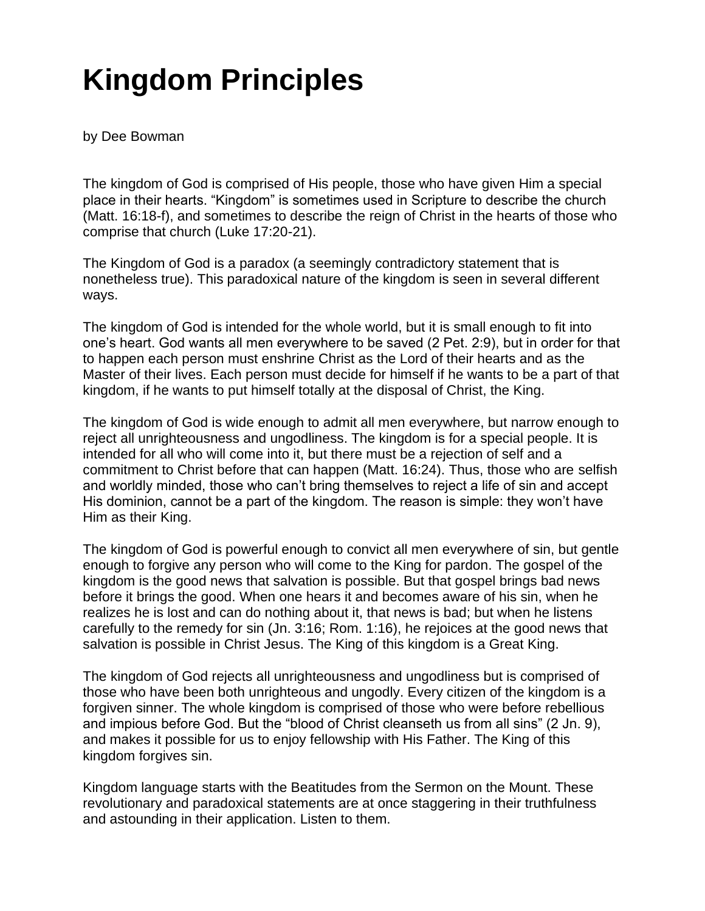# Kingdom Principles

by Dee Bowman

The kingdom of God is comprised of His people, those who have given Him a special place in their hearts. "Kingdom" is sometimes used in Scripture to describe the church (Matt. 16:18-f), and sometimes to describe the reign of Christ in the hearts of those who comprise that church (Luke 17:20-21).

The Kingdom of God is a paradox (a seemingly contradictory statement that is nonetheless true). This paradoxical nature of the kingdom is seen in several different ways.

The kingdom of God is intended for the whole world, but it is small enough to fit into one's heart. God wants all men everywhere to be saved (2 Pet. 2:9), but in order for that to happen each person must enshrine Christ as the Lord of their hearts and as the Master of their lives. Each person must decide for himself if he wants to be a part of that kingdom, if he wants to put himself totally at the disposal of Christ, the King.

The kingdom of God is wide enough to admit all men everywhere, but narrow enough to reject all unrighteousness and ungodliness. The kingdom is for a special people. It is intended for all who will come into it, but there must be a rejection of self and a commitment to Christ before that can happen (Matt. 16:24). Thus, those who are selfish and worldly minded, those who can't bring themselves to reject a life of sin and accept His dominion, cannot be a part of the kingdom. The reason is simple: they won't have Him as their King.

The kingdom of God is powerful enough to convict all men everywhere of sin, but gentle enough to forgive any person who will come to the King for pardon. The gospel of the kingdom is the good news that salvation is possible. But that gospel brings bad news before it brings the good. When one hears it and becomes aware of his sin, when he realizes he is lost and can do nothing about it, that news is bad; but when he listens carefully to the remedy for sin (Jn. 3:16; Rom. 1:16), he rejoices at the good news that salvation is possible in Christ Jesus. The King of this kingdom is a Great King.

The kingdom of God rejects all unrighteousness and ungodliness but is comprised of those who have been both unrighteous and ungodly. Every citizen of the kingdom is a forgiven sinner. The whole kingdom is comprised of those who were before rebellious and impious before God. But the "blood of Christ cleanseth us from all sins" (2 Jn. 9), and makes it possible for us to enjoy fellowship with His Father. The King of this kingdom forgives sin.

Kingdom language starts with the Beatitudes from the Sermon on the Mount. These revolutionary and paradoxical statements are at once staggering in their truthfulness and astounding in their application. Listen to them.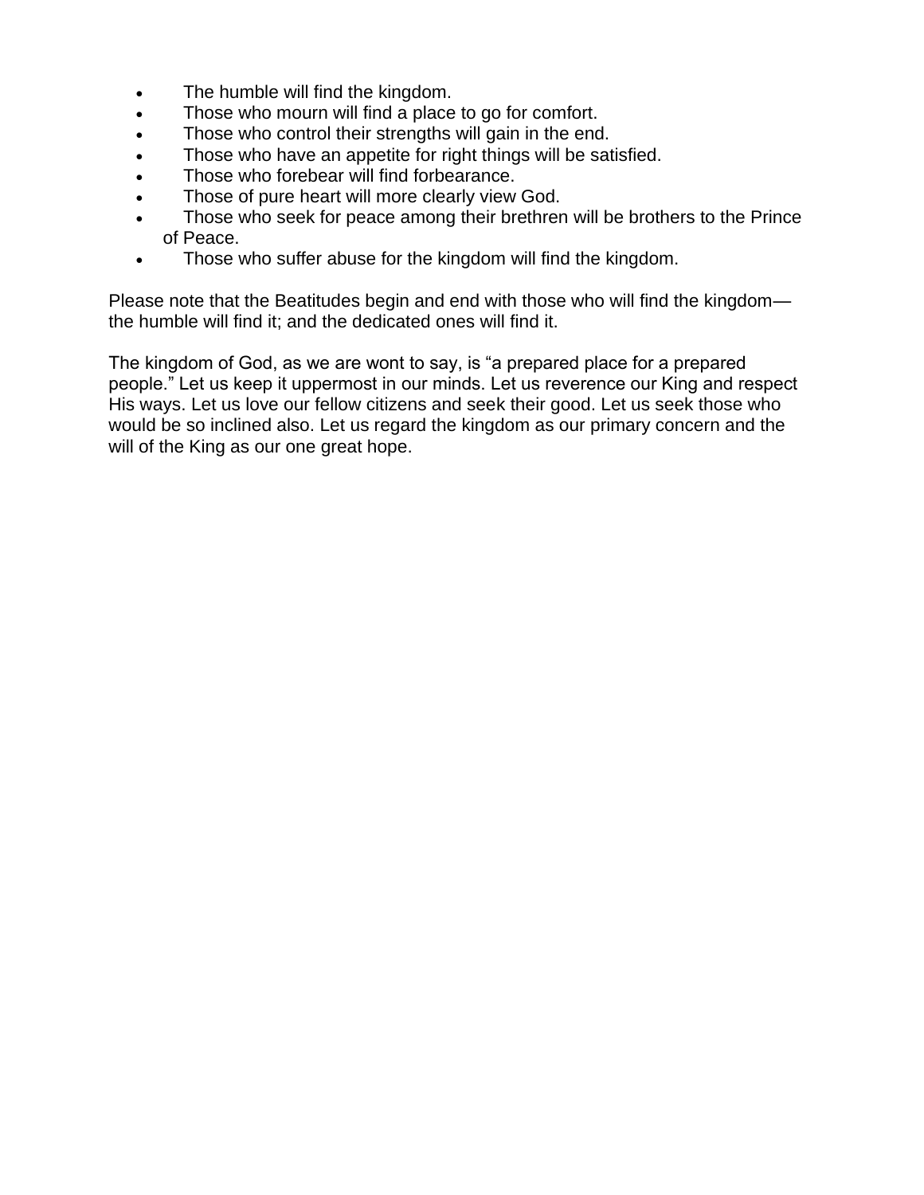- The humble will find the kingdom.
- Those who mourn will find a place to go for comfort.
- Those who control their strengths will gain in the end.
- Those who have an appetite for right things will be satisfied.
- Those who forebear will find forbearance.
- Those of pure heart will more clearly view God.
- Those who seek for peace among their brethren will be brothers to the Prince of Peace.
- Those who suffer abuse for the kingdom will find the kingdom.

Please note that the Beatitudes begin and end with those who will find the kingdom—the humble will find it; and the dedicated ones will find it.

The kingdom of God, as we are wont to say, is "a prepared place for a prepared people." Let us keep it uppermost in our minds. Let us reverence our King and respect His ways. Let us love our fellow citizens and seek their good. Let us seek those who would be so inclined also. Let us regard the kingdom as our primary concern and the will of the King as our one great hope.